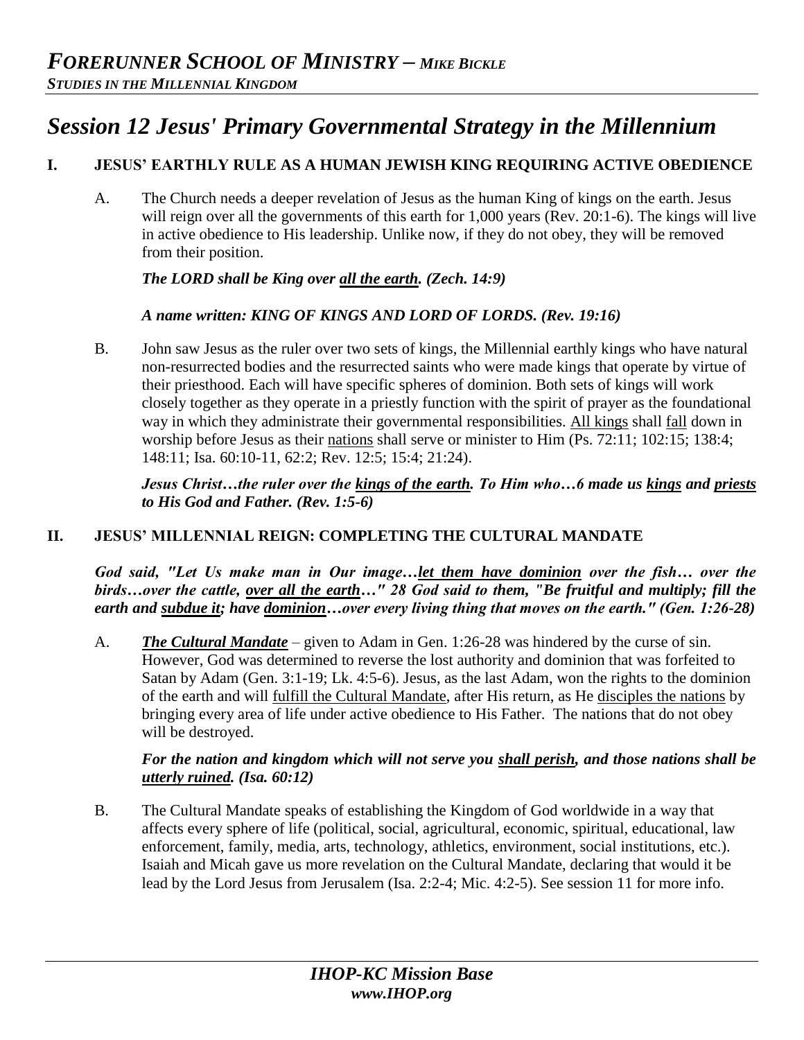# *FORERUNNER SCHOOL OF MINISTRY – MIKE BICKLE*

***STUDIES IN THE MILLENNIAL KINGDOM***

## *Session 12 Jesus' Primary Governmental Strategy in the Millennium*

### I. JESUS' EARTHLY RULE AS A HUMAN JEWISH KING REQUIRING ACTIVE OBEDIENCE

A. The Church needs a deeper revelation of Jesus as the human King of kings on the earth. Jesus will reign over all the governments of this earth for 1,000 years (Rev. 20:1-6). The kings will live in active obedience to His leadership. Unlike now, if they do not obey, they will be removed from their position.

***The LORD shall be King over <u>all the earth</u>. (Zech. 14:9)***

***A name written: KING OF KINGS AND LORD OF LORDS. (Rev. 19:16)***

B. John saw Jesus as the ruler over two sets of kings, the Millennial earthly kings who have natural non-resurrected bodies and the resurrected saints who were made kings that operate by virtue of their priesthood. Each will have specific spheres of dominion. Both sets of kings will work closely together as they operate in a priestly function with the spirit of prayer as the foundational way in which they administrate their governmental responsibilities. <u>All kings</u> shall <u>fall</u> down in worship before Jesus as their <u>nations</u> shall serve or minister to Him (Ps. 72:11; 102:15; 138:4; 148:11; Isa. 60:10-11, 62:2; Rev. 12:5; 15:4; 21:24).

***Jesus Christ…the ruler over the <u>kings of the earth</u>. To Him who…6 made us <u>kings</u> and <u>priests</u> to His God and Father. (Rev. 1:5-6)***

### II. JESUS' MILLENNIAL REIGN: COMPLETING THE CULTURAL MANDATE

***God said, "Let Us make man in Our image…<u>let them have dominion</u> over the fish… over the birds…over the cattle, <u>over all the earth</u>…" 28 God said to them, "Be fruitful and multiply; fill the earth and <u>subdue it</u>; have <u>dominion</u>…over every living thing that moves on the earth." (Gen. 1:26-28)***

A. ***<u>The Cultural Mandate</u>*** – given to Adam in Gen. 1:26-28 was hindered by the curse of sin. However, God was determined to reverse the lost authority and dominion that was forfeited to Satan by Adam (Gen. 3:1-19; Lk. 4:5-6). Jesus, as the last Adam, won the rights to the dominion of the earth and will <u>fulfill the Cultural Mandate</u>, after His return, as He <u>disciples the nations</u> by bringing every area of life under active obedience to His Father. The nations that do not obey will be destroyed.

***For the nation and kingdom which will not serve you <u>shall perish</u>, and those nations shall be <u>utterly ruined</u>. (Isa. 60:12)***

B. The Cultural Mandate speaks of establishing the Kingdom of God worldwide in a way that affects every sphere of life (political, social, agricultural, economic, spiritual, educational, law enforcement, family, media, arts, technology, athletics, environment, social institutions, etc.). Isaiah and Micah gave us more revelation on the Cultural Mandate, declaring that would it be lead by the Lord Jesus from Jerusalem (Isa. 2:2-4; Mic. 4:2-5). See session 11 for more info.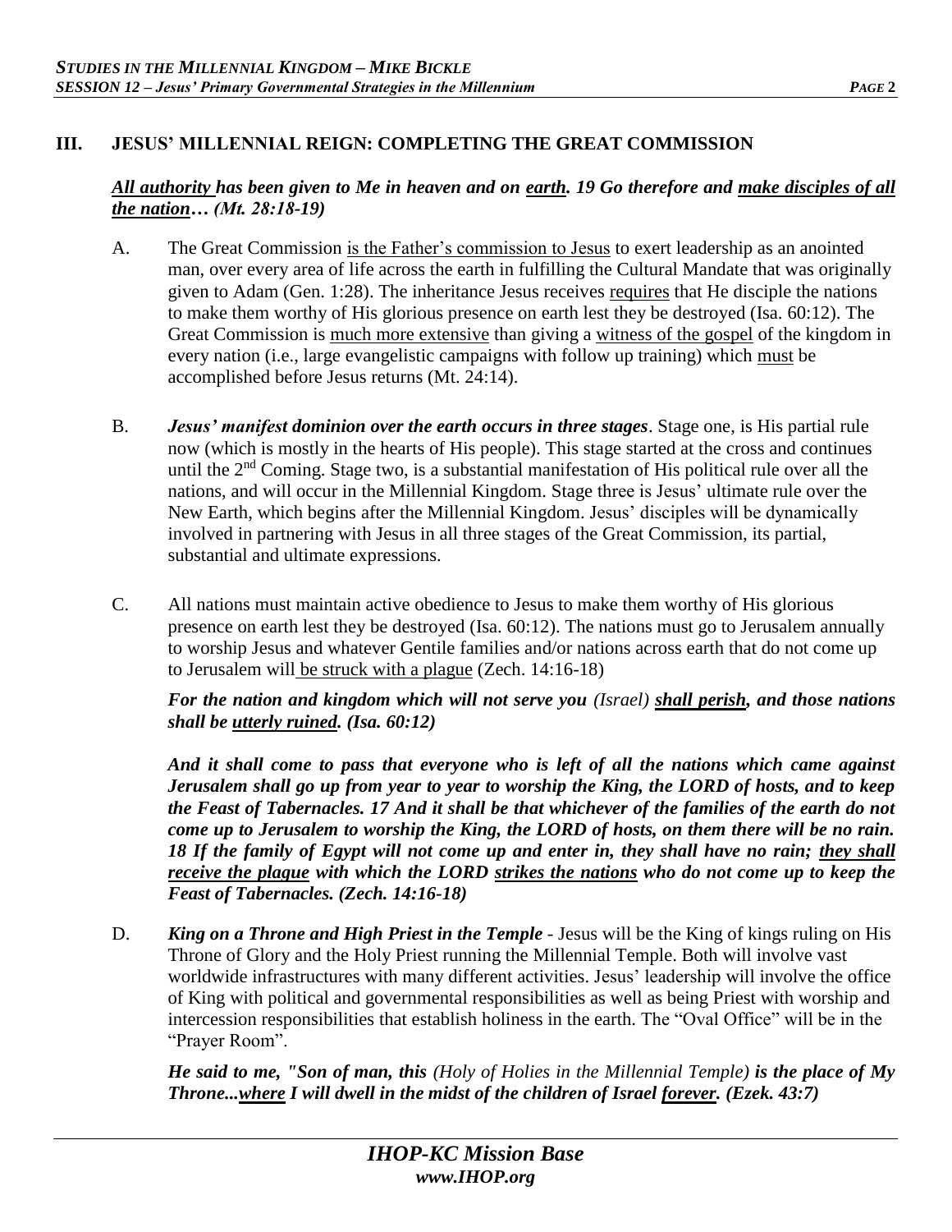## III. JESUS' MILLENNIAL REIGN: COMPLETING THE GREAT COMMISSION

***All authority has been given to Me in heaven and on earth. 19 Go therefore and make disciples of all the nation… (Mt. 28:18-19)***

A. The Great Commission is the Father's commission to Jesus to exert leadership as an anointed man, over every area of life across the earth in fulfilling the Cultural Mandate that was originally given to Adam (Gen. 1:28). The inheritance Jesus receives requires that He disciple the nations to make them worthy of His glorious presence on earth lest they be destroyed (Isa. 60:12). The Great Commission is much more extensive than giving a witness of the gospel of the kingdom in every nation (i.e., large evangelistic campaigns with follow up training) which must be accomplished before Jesus returns (Mt. 24:14).

B. ***Jesus' manifest dominion over the earth occurs in three stages***. Stage one, is His partial rule now (which is mostly in the hearts of His people). This stage started at the cross and continues until the 2nd Coming. Stage two, is a substantial manifestation of His political rule over all the nations, and will occur in the Millennial Kingdom. Stage three is Jesus' ultimate rule over the New Earth, which begins after the Millennial Kingdom. Jesus' disciples will be dynamically involved in partnering with Jesus in all three stages of the Great Commission, its partial, substantial and ultimate expressions.

C. All nations must maintain active obedience to Jesus to make them worthy of His glorious presence on earth lest they be destroyed (Isa. 60:12). The nations must go to Jerusalem annually to worship Jesus and whatever Gentile families and/or nations across earth that do not come up to Jerusalem will be struck with a plague (Zech. 14:16-18)

***For the nation and kingdom which will not serve you*** *(Israel)* ***shall perish, and those nations shall be utterly ruined. (Isa. 60:12)***

***And it shall come to pass that everyone who is left of all the nations which came against Jerusalem shall go up from year to year to worship the King, the LORD of hosts, and to keep the Feast of Tabernacles. 17 And it shall be that whichever of the families of the earth do not come up to Jerusalem to worship the King, the LORD of hosts, on them there will be no rain. 18 If the family of Egypt will not come up and enter in, they shall have no rain; they shall receive the plague with which the LORD strikes the nations who do not come up to keep the Feast of Tabernacles. (Zech. 14:16-18)***

D. ***King on a Throne and High Priest in the Temple*** - Jesus will be the King of kings ruling on His Throne of Glory and the Holy Priest running the Millennial Temple. Both will involve vast worldwide infrastructures with many different activities. Jesus' leadership will involve the office of King with political and governmental responsibilities as well as being Priest with worship and intercession responsibilities that establish holiness in the earth. The "Oval Office" will be in the "Prayer Room".

***He said to me, "Son of man, this*** *(Holy of Holies in the Millennial Temple)* ***is the place of My Throne...where I will dwell in the midst of the children of Israel forever. (Ezek. 43:7)***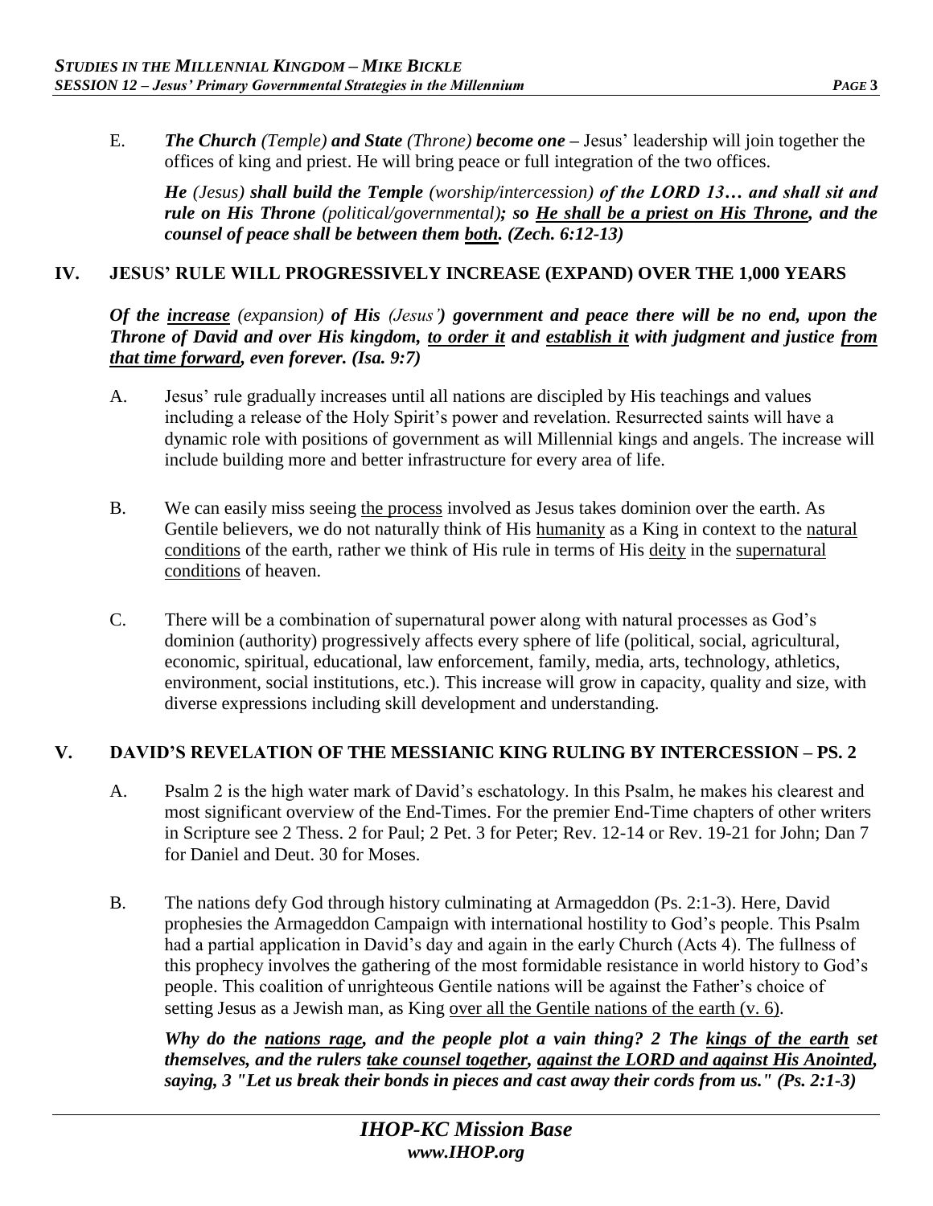E. ***The Church** (Temple) **and State** (Throne) **become one** –* Jesus' leadership will join together the offices of king and priest. He will bring peace or full integration of the two offices.

***He** (Jesus) **shall build the Temple** (worship/intercession) **of the LORD 13… and shall sit and rule on His Throne** (political/governmental)**; so <u>He shall be a priest on His Throne</u>, and the counsel of peace shall be between them <u>both</u>. (Zech. 6:12-13)***

## IV. JESUS' RULE WILL PROGRESSIVELY INCREASE (EXPAND) OVER THE 1,000 YEARS

***Of the <u>increase</u>** (expansion) **of His** (Jesus')  **government and peace there will be no end, upon the Throne of David and over His kingdom, <u>to order it</u> and <u>establish it</u> with judgment and justice <u>from that time forward</u>, even forever. (Isa. 9:7)***

A. Jesus' rule gradually increases until all nations are discipled by His teachings and values including a release of the Holy Spirit's power and revelation. Resurrected saints will have a dynamic role with positions of government as will Millennial kings and angels. The increase will include building more and better infrastructure for every area of life.

B. We can easily miss seeing <u>the process</u> involved as Jesus takes dominion over the earth. As Gentile believers, we do not naturally think of His <u>humanity</u> as a King in context to the <u>natural conditions</u> of the earth, rather we think of His rule in terms of His <u>deity</u> in the <u>supernatural conditions</u> of heaven.

C. There will be a combination of supernatural power along with natural processes as God's dominion (authority) progressively affects every sphere of life (political, social, agricultural, economic, spiritual, educational, law enforcement, family, media, arts, technology, athletics, environment, social institutions, etc.). This increase will grow in capacity, quality and size, with diverse expressions including skill development and understanding.

## V. DAVID'S REVELATION OF THE MESSIANIC KING RULING BY INTERCESSION – PS. 2

A. Psalm 2 is the high water mark of David's eschatology. In this Psalm, he makes his clearest and most significant overview of the End-Times. For the premier End-Time chapters of other writers in Scripture see 2 Thess. 2 for Paul; 2 Pet. 3 for Peter; Rev. 12-14 or Rev. 19-21 for John; Dan 7 for Daniel and Deut. 30 for Moses.

B. The nations defy God through history culminating at Armageddon (Ps. 2:1-3). Here, David prophesies the Armageddon Campaign with international hostility to God's people. This Psalm had a partial application in David's day and again in the early Church (Acts 4). The fullness of this prophecy involves the gathering of the most formidable resistance in world history to God's people. This coalition of unrighteous Gentile nations will be against the Father's choice of setting Jesus as a Jewish man, as King <u>over all the Gentile nations of the earth (v. 6)</u>.

***Why do the <u>nations rage</u>, and the people plot a vain thing? 2 The <u>kings of the earth</u> set themselves, and the rulers <u>take counsel together</u>, <u>against the LORD and against His Anointed</u>, saying, 3 "Let us break their bonds in pieces and cast away their cords from us." (Ps. 2:1-3)***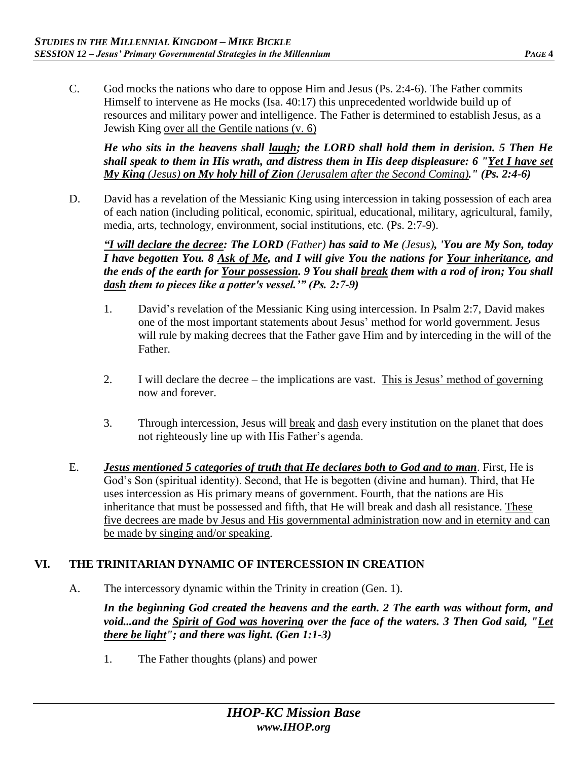C. God mocks the nations who dare to oppose Him and Jesus (Ps. 2:4-6). The Father commits Himself to intervene as He mocks (Isa. 40:17) this unprecedented worldwide build up of resources and military power and intelligence. The Father is determined to establish Jesus, as a Jewish King <u>over all the Gentile nations (v. 6)</u>

***He who sits in the heavens shall <u>laugh</u>; the LORD shall hold them in derision. 5 Then He shall speak to them in His wrath, and distress them in His deep displeasure: 6 "<u>Yet I have set My King</u>*** *<u>(Jesus)</u>* ***<u>on My holy hill of Zion</u>*** *<u>(Jerusalem after the Second Coming)</u>****." (Ps. 2:4-6)***

D. David has a revelation of the Messianic King using intercession in taking possession of each area of each nation (including political, economic, spiritual, educational, military, agricultural, family, media, arts, technology, environment, social institutions, etc. (Ps. 2:7-9).

***"<u>I will declare the decree</u>: The LORD*** *(Father)* ***has said to Me*** *(Jesus)****, 'You are My Son, today I have begotten You. 8 <u>Ask of Me</u>, and I will give You the nations for <u>Your inheritance</u>, and the ends of the earth for <u>Your possession</u>. 9 You shall <u>break</u> them with a rod of iron; You shall <u>dash</u> them to pieces like a potter's vessel.'" (Ps. 2:7-9)***

1. David's revelation of the Messianic King using intercession. In Psalm 2:7, David makes one of the most important statements about Jesus' method for world government. Jesus will rule by making decrees that the Father gave Him and by interceding in the will of the Father.

2. I will declare the decree – the implications are vast. <u>This is Jesus' method of governing now and forever</u>.

3. Through intercession, Jesus will <u>break</u> and <u>dash</u> every institution on the planet that does not righteously line up with His Father's agenda.

E. ***<u>Jesus mentioned 5 categories of truth that He declares both to God and to man</u>***. First, He is God's Son (spiritual identity). Second, that He is begotten (divine and human). Third, that He uses intercession as His primary means of government. Fourth, that the nations are His inheritance that must be possessed and fifth, that He will break and dash all resistance. <u>These five decrees are made by Jesus and His governmental administration now and in eternity and can be made by singing and/or speaking</u>.

## VI. THE TRINITARIAN DYNAMIC OF INTERCESSION IN CREATION

A. The intercessory dynamic within the Trinity in creation (Gen. 1).

***In the beginning God created the heavens and the earth. 2 The earth was without form, and void...and the <u>Spirit of God was hovering</u> over the face of the waters. 3 Then God said, "<u>Let there be light</u>"; and there was light. (Gen 1:1-3)***

1. The Father thoughts (plans) and power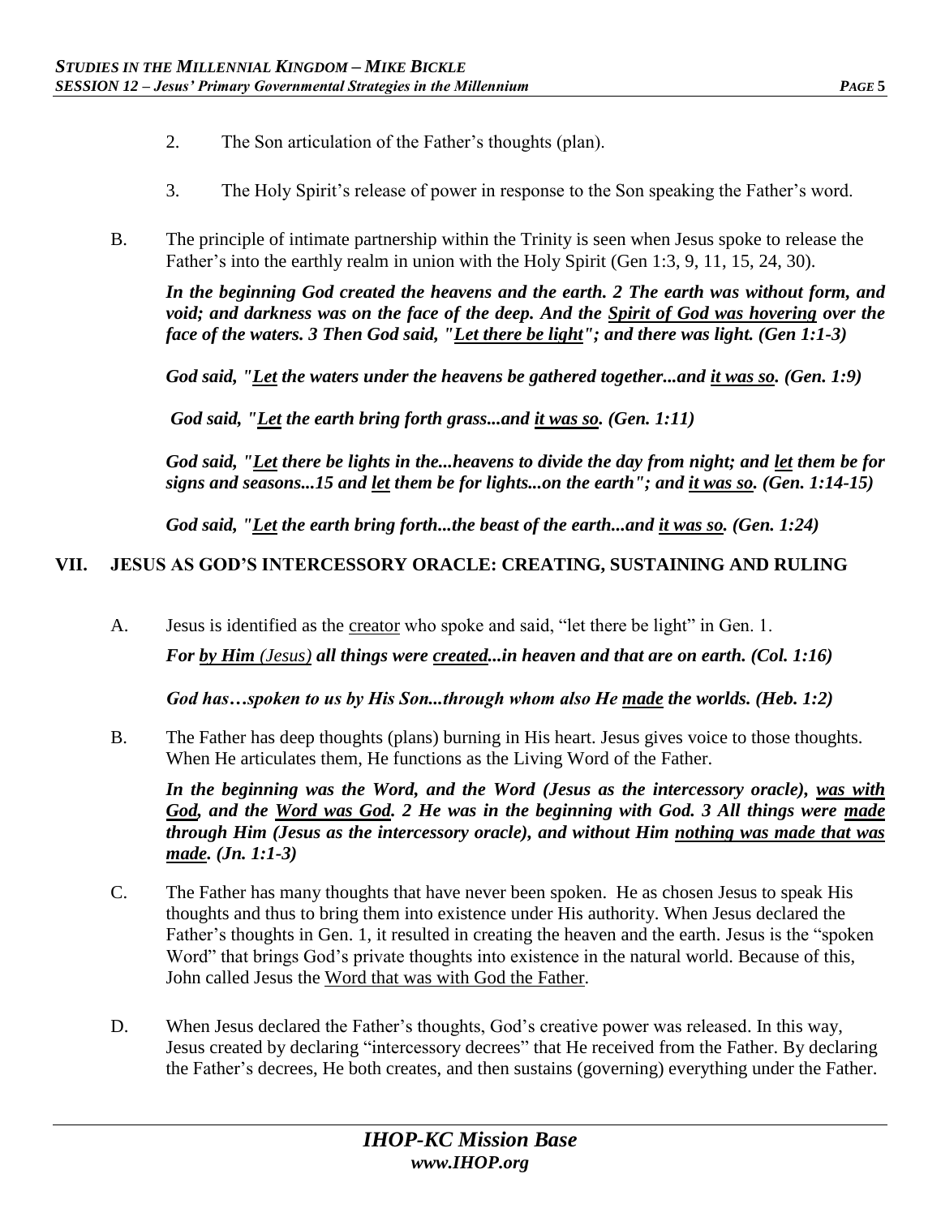2. The Son articulation of the Father's thoughts (plan).

3. The Holy Spirit's release of power in response to the Son speaking the Father's word.

B. The principle of intimate partnership within the Trinity is seen when Jesus spoke to release the Father's into the earthly realm in union with the Holy Spirit (Gen 1:3, 9, 11, 15, 24, 30).

***In the beginning God created the heavens and the earth. 2 The earth was without form, and void; and darkness was on the face of the deep. And the <u>Spirit of God was hovering</u> over the face of the waters. 3 Then God said, "<u>Let there be light</u>"; and there was light. (Gen 1:1-3)***

***God said, "<u>Let</u> the waters under the heavens be gathered together...and <u>it was so</u>. (Gen. 1:9)***

***God said, "<u>Let</u> the earth bring forth grass...and <u>it was so</u>. (Gen. 1:11)***

***God said, "<u>Let</u> there be lights in the...heavens to divide the day from night; and <u>let</u> them be for signs and seasons...15 and <u>let</u> them be for lights...on the earth"; and <u>it was so</u>. (Gen. 1:14-15)***

***God said, "<u>Let</u> the earth bring forth...the beast of the earth...and <u>it was so</u>. (Gen. 1:24)***

## VII. JESUS AS GOD'S INTERCESSORY ORACLE: CREATING, SUSTAINING AND RULING

A. Jesus is identified as the <u>creator</u> who spoke and said, "let there be light" in Gen. 1.

***For <u>by Him</u> (Jesus) all things were <u>created</u>...in heaven and that are on earth. (Col. 1:16)***

***God has…spoken to us by His Son...through whom also He <u>made</u> the worlds. (Heb. 1:2)***

B. The Father has deep thoughts (plans) burning in His heart. Jesus gives voice to those thoughts. When He articulates them, He functions as the Living Word of the Father.

***In the beginning was the Word, and the Word (Jesus as the intercessory oracle), <u>was with God</u>, and the <u>Word was God</u>. 2 He was in the beginning with God. 3 All things were <u>made</u> through Him (Jesus as the intercessory oracle), and without Him <u>nothing was made that was made</u>. (Jn. 1:1-3)***

C. The Father has many thoughts that have never been spoken. He as chosen Jesus to speak His thoughts and thus to bring them into existence under His authority. When Jesus declared the Father's thoughts in Gen. 1, it resulted in creating the heaven and the earth. Jesus is the "spoken Word" that brings God's private thoughts into existence in the natural world. Because of this, John called Jesus the <u>Word that was with God the Father</u>.

D. When Jesus declared the Father's thoughts, God's creative power was released. In this way, Jesus created by declaring "intercessory decrees" that He received from the Father. By declaring the Father's decrees, He both creates, and then sustains (governing) everything under the Father.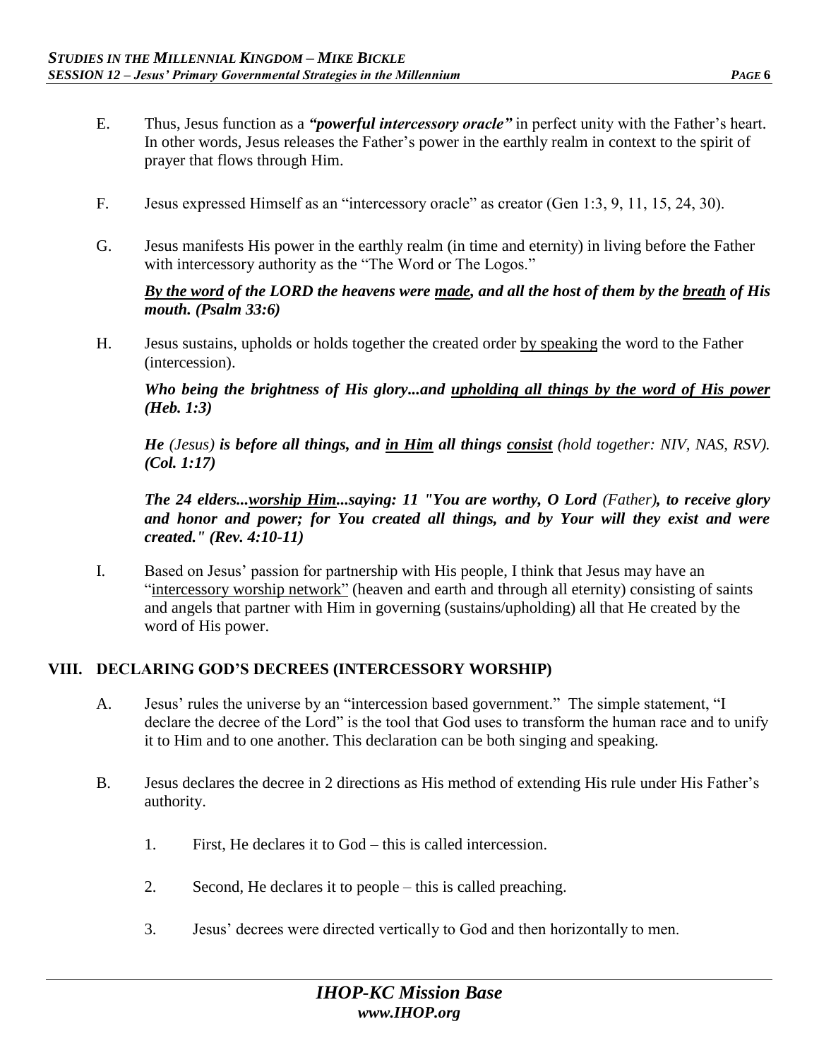E. Thus, Jesus function as a ***"powerful intercessory oracle"*** in perfect unity with the Father's heart. In other words, Jesus releases the Father's power in the earthly realm in context to the spirit of prayer that flows through Him.

F. Jesus expressed Himself as an "intercessory oracle" as creator (Gen 1:3, 9, 11, 15, 24, 30).

G. Jesus manifests His power in the earthly realm (in time and eternity) in living before the Father with intercessory authority as the "The Word or The Logos."

***By the word of the LORD the heavens were made, and all the host of them by the breath of His mouth. (Psalm 33:6)***

H. Jesus sustains, upholds or holds together the created order by speaking the word to the Father (intercession).

***Who being the brightness of His glory...and upholding all things by the word of His power (Heb. 1:3)***

***He** (Jesus) **is before all things, and in Him all things consist** (hold together: NIV, NAS, RSV). **(Col. 1:17)***

***The 24 elders...worship Him...saying: 11 "You are worthy, O Lord** (Father)**, to receive glory and honor and power; for You created all things, and by Your will they exist and were created." (Rev. 4:10-11)***

I. Based on Jesus' passion for partnership with His people, I think that Jesus may have an "intercessory worship network" (heaven and earth and through all eternity) consisting of saints and angels that partner with Him in governing (sustains/upholding) all that He created by the word of His power.

## VIII. DECLARING GOD'S DECREES (INTERCESSORY WORSHIP)

A. Jesus' rules the universe by an "intercession based government." The simple statement, "I declare the decree of the Lord" is the tool that God uses to transform the human race and to unify it to Him and to one another. This declaration can be both singing and speaking.

B. Jesus declares the decree in 2 directions as His method of extending His rule under His Father's authority.

1. First, He declares it to God – this is called intercession.

2. Second, He declares it to people – this is called preaching.

3. Jesus' decrees were directed vertically to God and then horizontally to men.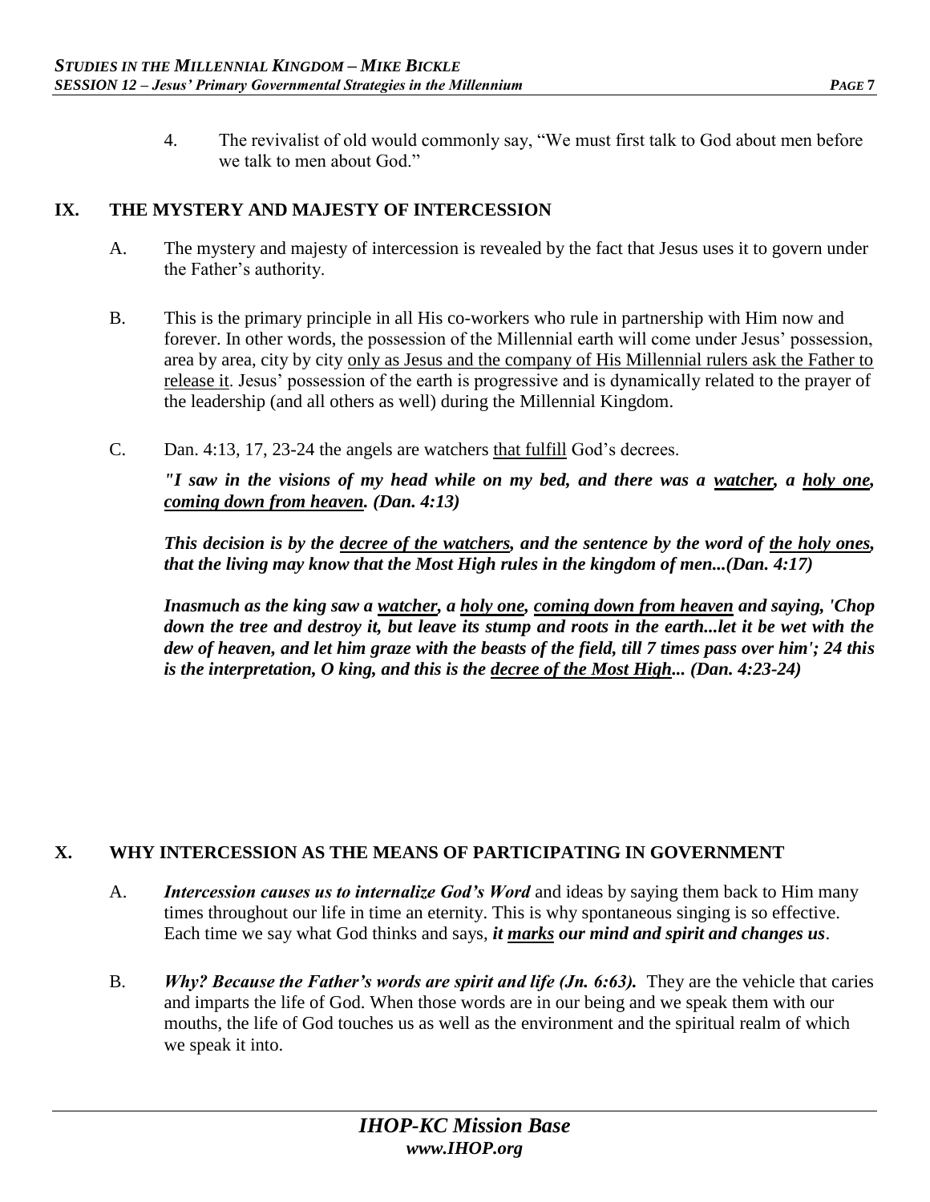4. The revivalist of old would commonly say, "We must first talk to God about men before we talk to men about God."

## IX. THE MYSTERY AND MAJESTY OF INTERCESSION

A. The mystery and majesty of intercession is revealed by the fact that Jesus uses it to govern under the Father's authority.

B. This is the primary principle in all His co-workers who rule in partnership with Him now and forever. In other words, the possession of the Millennial earth will come under Jesus' possession, area by area, city by city <u>only as Jesus and the company of His Millennial rulers ask the Father to release it</u>. Jesus' possession of the earth is progressive and is dynamically related to the prayer of the leadership (and all others as well) during the Millennial Kingdom.

C. Dan. 4:13, 17, 23-24 the angels are watchers <u>that fulfill</u> God's decrees.

***"I saw in the visions of my head while on my bed, and there was a <u>watcher</u>, a <u>holy one</u>, <u>coming down from heaven</u>. (Dan. 4:13)***

***This decision is by the <u>decree of the watchers</u>, and the sentence by the word of <u>the holy ones</u>, that the living may know that the Most High rules in the kingdom of men...(Dan. 4:17)***

***Inasmuch as the king saw a <u>watcher</u>, a <u>holy one</u>, <u>coming down from heaven</u> and saying, 'Chop down the tree and destroy it, but leave its stump and roots in the earth...let it be wet with the dew of heaven, and let him graze with the beasts of the field, till 7 times pass over him'; 24 this is the interpretation, O king, and this is the <u>decree of the Most High</u>... (Dan. 4:23-24)***

## X. WHY INTERCESSION AS THE MEANS OF PARTICIPATING IN GOVERNMENT

A. ***Intercession causes us to internalize God's Word*** and ideas by saying them back to Him many times throughout our life in time an eternity. This is why spontaneous singing is so effective. Each time we say what God thinks and says, ***it <u>marks</u> our mind and spirit and changes us***.

B. ***Why? Because the Father's words are spirit and life (Jn. 6:63).*** They are the vehicle that caries and imparts the life of God. When those words are in our being and we speak them with our mouths, the life of God touches us as well as the environment and the spiritual realm of which we speak it into.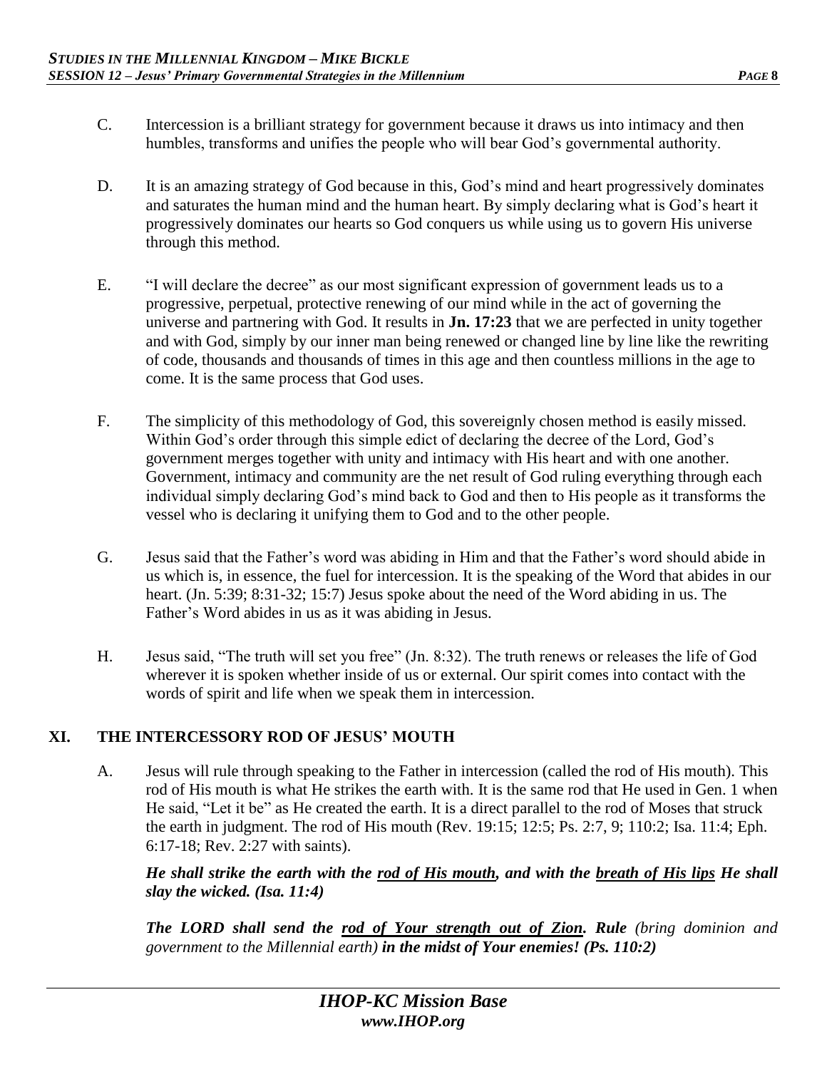C. Intercession is a brilliant strategy for government because it draws us into intimacy and then humbles, transforms and unifies the people who will bear God's governmental authority.

D. It is an amazing strategy of God because in this, God's mind and heart progressively dominates and saturates the human mind and the human heart. By simply declaring what is God's heart it progressively dominates our hearts so God conquers us while using us to govern His universe through this method.

E. "I will declare the decree" as our most significant expression of government leads us to a progressive, perpetual, protective renewing of our mind while in the act of governing the universe and partnering with God. It results in **Jn. 17:23** that we are perfected in unity together and with God, simply by our inner man being renewed or changed line by line like the rewriting of code, thousands and thousands of times in this age and then countless millions in the age to come. It is the same process that God uses.

F. The simplicity of this methodology of God, this sovereignly chosen method is easily missed. Within God's order through this simple edict of declaring the decree of the Lord, God's government merges together with unity and intimacy with His heart and with one another. Government, intimacy and community are the net result of God ruling everything through each individual simply declaring God's mind back to God and then to His people as it transforms the vessel who is declaring it unifying them to God and to the other people.

G. Jesus said that the Father's word was abiding in Him and that the Father's word should abide in us which is, in essence, the fuel for intercession. It is the speaking of the Word that abides in our heart. (Jn. 5:39; 8:31-32; 15:7) Jesus spoke about the need of the Word abiding in us. The Father's Word abides in us as it was abiding in Jesus.

H. Jesus said, "The truth will set you free" (Jn. 8:32). The truth renews or releases the life of God wherever it is spoken whether inside of us or external. Our spirit comes into contact with the words of spirit and life when we speak them in intercession.

## XI. THE INTERCESSORY ROD OF JESUS' MOUTH

A. Jesus will rule through speaking to the Father in intercession (called the rod of His mouth). This rod of His mouth is what He strikes the earth with. It is the same rod that He used in Gen. 1 when He said, "Let it be" as He created the earth. It is a direct parallel to the rod of Moses that struck the earth in judgment. The rod of His mouth (Rev. 19:15; 12:5; Ps. 2:7, 9; 110:2; Isa. 11:4; Eph. 6:17-18; Rev. 2:27 with saints).

***He shall strike the earth with the <u>rod of His mouth</u>, and with the <u>breath of His lips</u> He shall slay the wicked. (Isa. 11:4)***

***The LORD shall send the <u>rod of Your strength out of Zion</u>. Rule*** *(bring dominion and government to the Millennial earth)* ***in the midst of Your enemies! (Ps. 110:2)***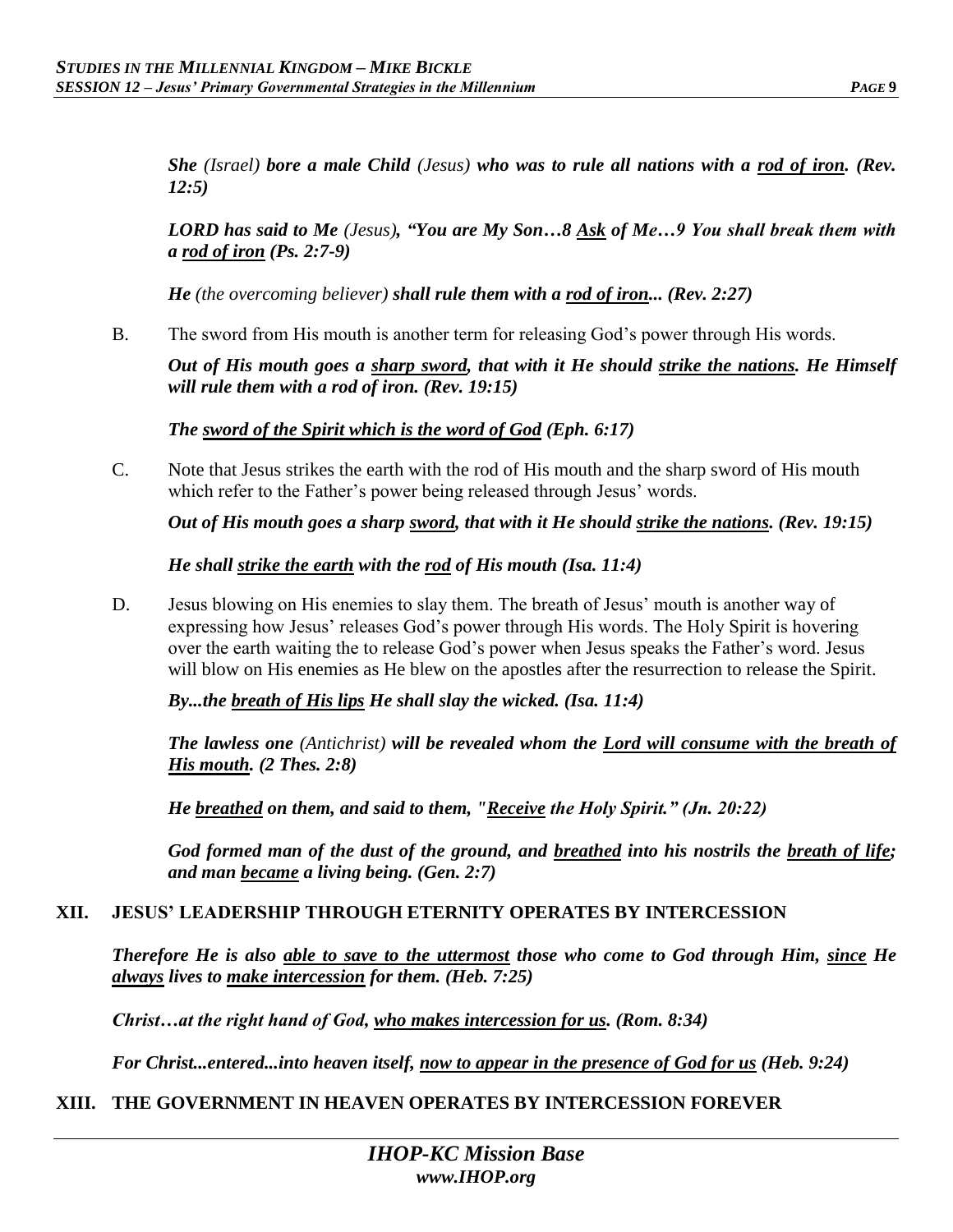***She** (Israel) **bore a male Child** (Jesus) **who was to rule all nations with a <u>rod of iron</u>. (Rev. 12:5)***

***LORD has said to Me** (Jesus)**, "You are My Son…8 <u>Ask</u> of Me…9 You shall break them with a <u>rod of iron</u> (Ps. 2:7-9)***

***He** (the overcoming believer) **shall rule them with a <u>rod of iron</u>... (Rev. 2:27)***

B. The sword from His mouth is another term for releasing God's power through His words.

***Out of His mouth goes a <u>sharp sword</u>, that with it He should <u>strike the nations</u>. He Himself will rule them with a rod of iron. (Rev. 19:15)***

***The <u>sword of the Spirit which is the word of God</u> (Eph. 6:17)***

C. Note that Jesus strikes the earth with the rod of His mouth and the sharp sword of His mouth which refer to the Father's power being released through Jesus' words.

***Out of His mouth goes a sharp <u>sword</u>, that with it He should <u>strike the nations</u>. (Rev. 19:15)***

***He shall <u>strike the earth</u> with the <u>rod</u> of His mouth (Isa. 11:4)***

D. Jesus blowing on His enemies to slay them. The breath of Jesus' mouth is another way of expressing how Jesus' releases God's power through His words. The Holy Spirit is hovering over the earth waiting the to release God's power when Jesus speaks the Father's word. Jesus will blow on His enemies as He blew on the apostles after the resurrection to release the Spirit.

***By...the <u>breath of His lips</u> He shall slay the wicked. (Isa. 11:4)***

***The lawless one** (Antichrist) **will be revealed whom the <u>Lord will consume with the breath of His mouth</u>. (2 Thes. 2:8)***

***He <u>breathed</u> on them, and said to them, "<u>Receive</u> the Holy Spirit." (Jn. 20:22)***

***God formed man of the dust of the ground, and <u>breathed</u> into his nostrils the <u>breath of life</u>; and man <u>became</u> a living being. (Gen. 2:7)***

## XII. JESUS' LEADERSHIP THROUGH ETERNITY OPERATES BY INTERCESSION

***Therefore He is also <u>able to save to the uttermost</u> those who come to God through Him, <u>since</u> He <u>always</u> lives to <u>make intercession</u> for them. (Heb. 7:25)***

***Christ…at the right hand of God, <u>who makes intercession for us</u>. (Rom. 8:34)***

***For Christ...entered...into heaven itself, <u>now to appear in the presence of God for us</u> (Heb. 9:24)***

## XIII. THE GOVERNMENT IN HEAVEN OPERATES BY INTERCESSION FOREVER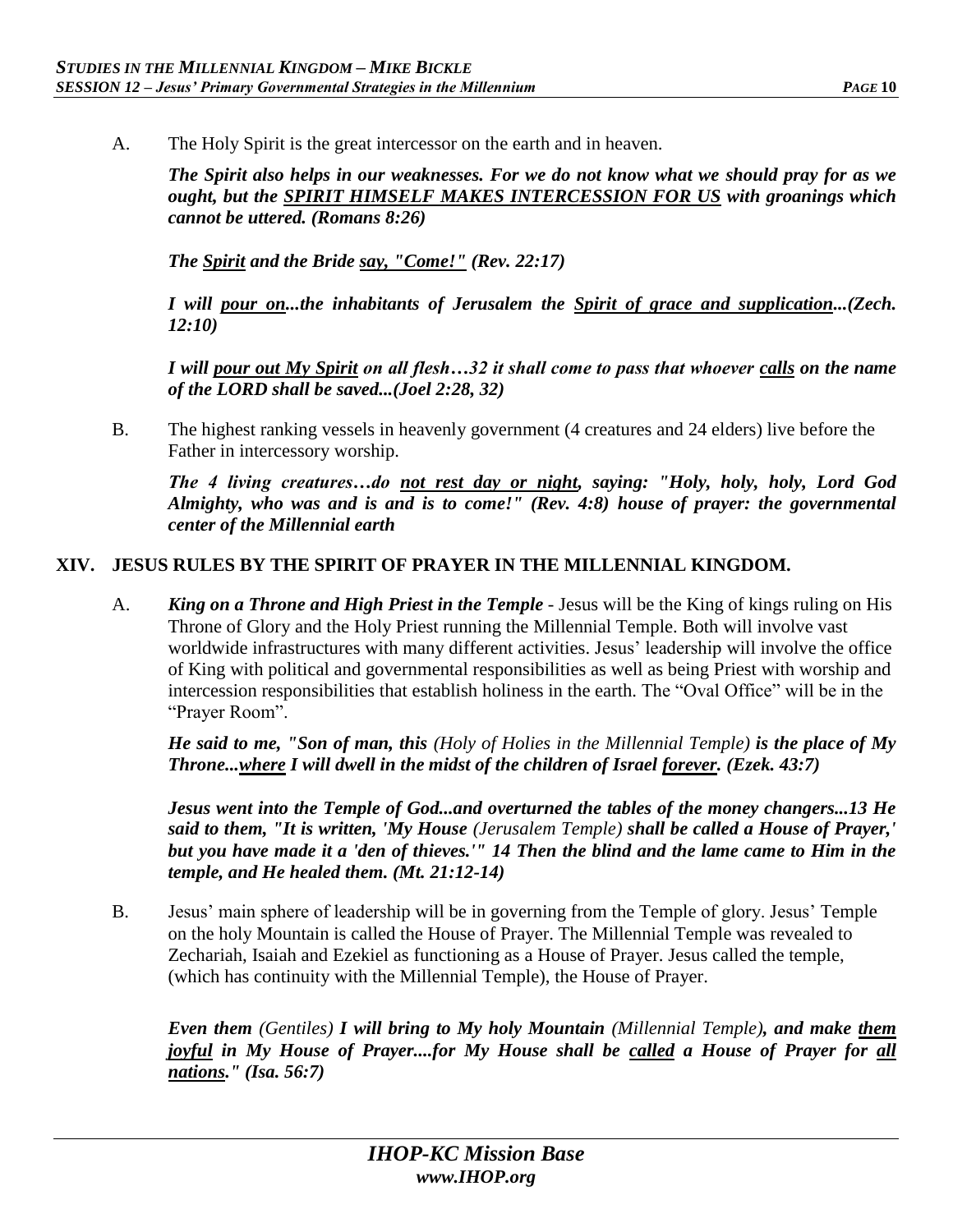A. The Holy Spirit is the great intercessor on the earth and in heaven.

***The Spirit also helps in our weaknesses. For we do not know what we should pray for as we ought, but the <u>SPIRIT HIMSELF MAKES INTERCESSION FOR US</u> with groanings which cannot be uttered. (Romans 8:26)***

***The <u>Spirit</u> and the Bride <u>say, "Come!"</u> (Rev. 22:17)***

***I will <u>pour on</u>...the inhabitants of Jerusalem the <u>Spirit of grace and supplication</u>...(Zech. 12:10)***

***I will <u>pour out My Spirit</u> on all flesh…32 it shall come to pass that whoever <u>calls</u> on the name of the LORD shall be saved...(Joel 2:28, 32)***

B. The highest ranking vessels in heavenly government (4 creatures and 24 elders) live before the Father in intercessory worship.

***The 4 living creatures…do <u>not rest day or night</u>, saying: "Holy, holy, holy, Lord God Almighty, who was and is and is to come!" (Rev. 4:8) house of prayer: the governmental center of the Millennial earth***

## XIV. JESUS RULES BY THE SPIRIT OF PRAYER IN THE MILLENNIAL KINGDOM.

A. ***King on a Throne and High Priest in the Temple*** - Jesus will be the King of kings ruling on His Throne of Glory and the Holy Priest running the Millennial Temple. Both will involve vast worldwide infrastructures with many different activities. Jesus' leadership will involve the office of King with political and governmental responsibilities as well as being Priest with worship and intercession responsibilities that establish holiness in the earth. The "Oval Office" will be in the "Prayer Room".

***He said to me, "Son of man, this*** *(Holy of Holies in the Millennial Temple)* ***is the place of My Throne...<u>where</u> I will dwell in the midst of the children of Israel <u>forever</u>. (Ezek. 43:7)***

***Jesus went into the Temple of God...and overturned the tables of the money changers...13 He said to them, "It is written, 'My House*** *(Jerusalem Temple)* ***shall be called a House of Prayer,' but you have made it a 'den of thieves.'" 14 Then the blind and the lame came to Him in the temple, and He healed them. (Mt. 21:12-14)***

B. Jesus' main sphere of leadership will be in governing from the Temple of glory. Jesus' Temple on the holy Mountain is called the House of Prayer. The Millennial Temple was revealed to Zechariah, Isaiah and Ezekiel as functioning as a House of Prayer. Jesus called the temple, (which has continuity with the Millennial Temple), the House of Prayer.

***Even them*** *(Gentiles)* ***I will bring to My holy Mountain*** *(Millennial Temple)****, and make <u>them joyful</u> in My House of Prayer....for My House shall be <u>called</u> a House of Prayer for <u>all nations</u>." (Isa. 56:7)***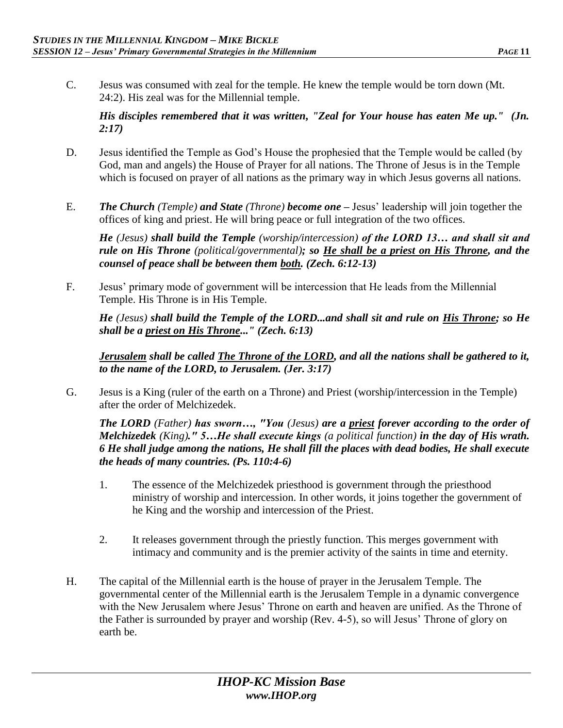C. Jesus was consumed with zeal for the temple. He knew the temple would be torn down (Mt. 24:2). His zeal was for the Millennial temple.

***His disciples remembered that it was written, "Zeal for Your house has eaten Me up." (Jn. 2:17)***

D. Jesus identified the Temple as God's House the prophesied that the Temple would be called (by God, man and angels) the House of Prayer for all nations. The Throne of Jesus is in the Temple which is focused on prayer of all nations as the primary way in which Jesus governs all nations.

E. ***The Church** (Temple) **and State** (Throne) **become one** –* Jesus' leadership will join together the offices of king and priest. He will bring peace or full integration of the two offices.

***He** (Jesus) **shall build the Temple** (worship/intercession) **of the LORD 13… and shall sit and rule on His Throne** (political/governmental)**; so <u>He shall be a priest on His Throne</u>, and the counsel of peace shall be between them <u>both</u>. (Zech. 6:12-13)***

F. Jesus' primary mode of government will be intercession that He leads from the Millennial Temple. His Throne is in His Temple.

***He** (Jesus) **shall build the Temple of the LORD...and shall sit and rule on <u>His Throne</u>; so He shall be a <u>priest on His Throne</u>..." (Zech. 6:13)***

***<u>Jerusalem</u> shall be called <u>The Throne of the LORD</u>, and all the nations shall be gathered to it, to the name of the LORD, to Jerusalem. (Jer. 3:17)***

G. Jesus is a King (ruler of the earth on a Throne) and Priest (worship/intercession in the Temple) after the order of Melchizedek.

***The LORD** (Father) **has sworn…, "You** (Jesus) **are a <u>priest</u> forever according to the order of Melchizedek** (King)**." 5…He shall execute kings** (a political function) **in the day of His wrath. 6 He shall judge among the nations, He shall fill the places with dead bodies, He shall execute the heads of many countries. (Ps. 110:4-6)***

1. The essence of the Melchizedek priesthood is government through the priesthood ministry of worship and intercession. In other words, it joins together the government of he King and the worship and intercession of the Priest.

2. It releases government through the priestly function. This merges government with intimacy and community and is the premier activity of the saints in time and eternity.

H. The capital of the Millennial earth is the house of prayer in the Jerusalem Temple. The governmental center of the Millennial earth is the Jerusalem Temple in a dynamic convergence with the New Jerusalem where Jesus' Throne on earth and heaven are unified. As the Throne of the Father is surrounded by prayer and worship (Rev. 4-5), so will Jesus' Throne of glory on earth be.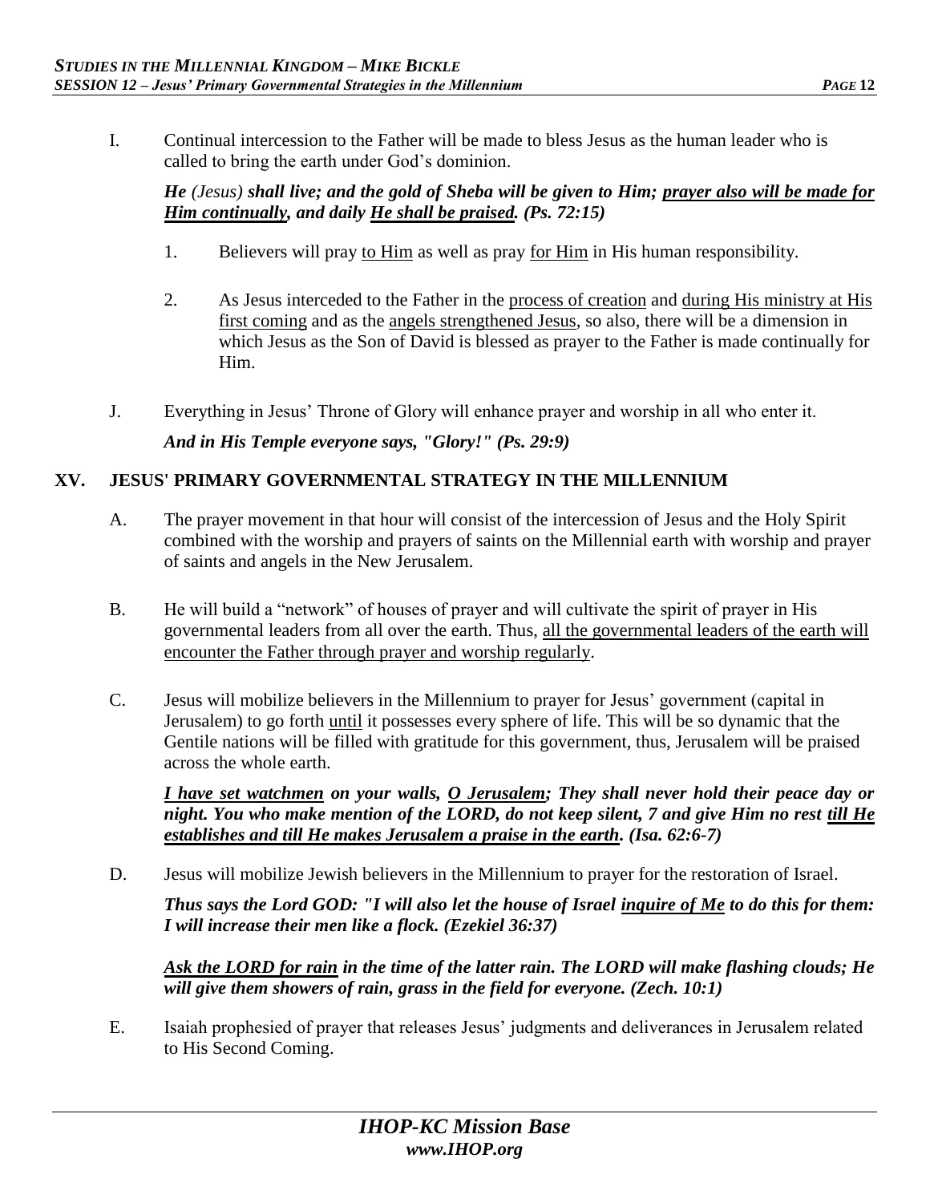I. Continual intercession to the Father will be made to bless Jesus as the human leader who is called to bring the earth under God's dominion.

***He** (Jesus) **shall live; and the gold of Sheba will be given to Him; <u>prayer also will be made for Him continually</u>, and daily <u>He shall be praised</u>. (Ps. 72:15)***

1. Believers will pray <u>to Him</u> as well as pray <u>for Him</u> in His human responsibility.

2. As Jesus interceded to the Father in the <u>process of creation</u> and <u>during His ministry at His first coming</u> and as the <u>angels strengthened Jesus</u>, so also, there will be a dimension in which Jesus as the Son of David is blessed as prayer to the Father is made continually for Him.

J. Everything in Jesus' Throne of Glory will enhance prayer and worship in all who enter it.

***And in His Temple everyone says, "Glory!" (Ps. 29:9)***

## XV. JESUS' PRIMARY GOVERNMENTAL STRATEGY IN THE MILLENNIUM

A. The prayer movement in that hour will consist of the intercession of Jesus and the Holy Spirit combined with the worship and prayers of saints on the Millennial earth with worship and prayer of saints and angels in the New Jerusalem.

B. He will build a "network" of houses of prayer and will cultivate the spirit of prayer in His governmental leaders from all over the earth. Thus, <u>all the governmental leaders of the earth will encounter the Father through prayer and worship regularly</u>.

C. Jesus will mobilize believers in the Millennium to prayer for Jesus' government (capital in Jerusalem) to go forth <u>until</u> it possesses every sphere of life. This will be so dynamic that the Gentile nations will be filled with gratitude for this government, thus, Jerusalem will be praised across the whole earth.

***<u>I have set watchmen</u> on your walls, <u>O Jerusalem</u>; They shall never hold their peace day or night. You who make mention of the LORD, do not keep silent, 7 and give Him no rest <u>till He establishes and till He makes Jerusalem a praise in the earth</u>. (Isa. 62:6-7)***

D. Jesus will mobilize Jewish believers in the Millennium to prayer for the restoration of Israel.

***Thus says the Lord GOD: "I will also let the house of Israel <u>inquire of Me</u> to do this for them: I will increase their men like a flock. (Ezekiel 36:37)***

***<u>Ask the LORD for rain</u> in the time of the latter rain. The LORD will make flashing clouds; He will give them showers of rain, grass in the field for everyone. (Zech. 10:1)***

E. Isaiah prophesied of prayer that releases Jesus' judgments and deliverances in Jerusalem related to His Second Coming.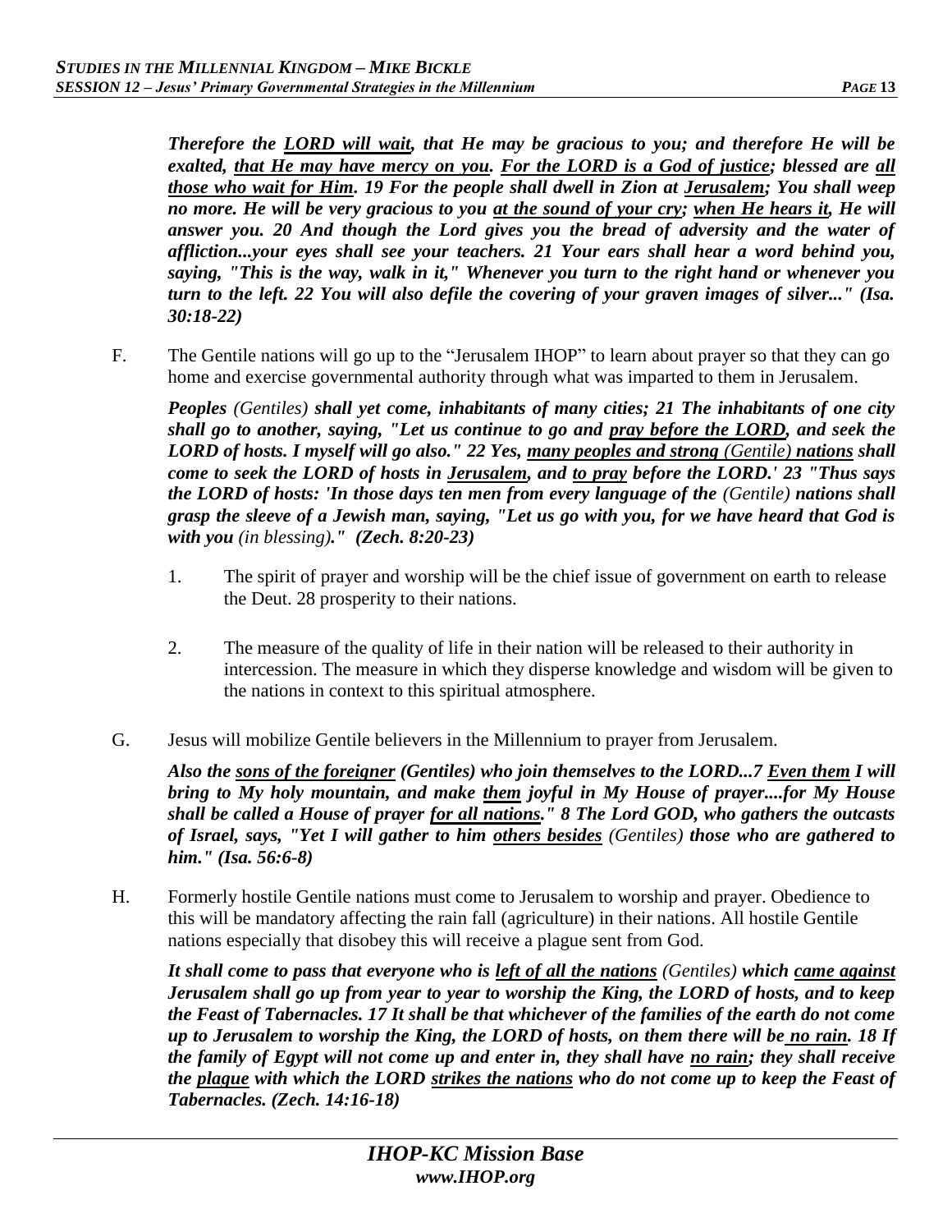***Therefore the <u>LORD will wait</u>, that He may be gracious to you; and therefore He will be exalted, <u>that He may have mercy on you</u>. <u>For the LORD is a God of justice</u>; blessed are <u>all those who wait for Him</u>. 19 For the people shall dwell in Zion at <u>Jerusalem</u>; You shall weep no more. He will be very gracious to you <u>at the sound of your cry</u>; <u>when He hears it</u>, He will answer you. 20 And though the Lord gives you the bread of adversity and the water of affliction...your eyes shall see your teachers. 21 Your ears shall hear a word behind you, saying, "This is the way, walk in it," Whenever you turn to the right hand or whenever you turn to the left. 22 You will also defile the covering of your graven images of silver..." (Isa. 30:18-22)***

F. The Gentile nations will go up to the "Jerusalem IHOP" to learn about prayer so that they can go home and exercise governmental authority through what was imparted to them in Jerusalem.

***Peoples** (Gentiles) **shall yet come, inhabitants of many cities; 21 The inhabitants of one city shall go to another, saying, "Let us continue to go and <u>pray before the LORD</u>, and seek the LORD of hosts. I myself will go also." 22 Yes, <u>many peoples and strong</u>** <u>(Gentile)</u> **<u>nations</u> shall come to seek the LORD of hosts in <u>Jerusalem</u>, and <u>to pray</u> before the LORD.' 23 "Thus says the LORD of hosts: 'In those days ten men from every language of the** (Gentile) **nations shall grasp the sleeve of a Jewish man, saying, "Let us go with you, for we have heard that God is with you** (in blessing)**." (Zech. 8:20-23)***

1. The spirit of prayer and worship will be the chief issue of government on earth to release the Deut. 28 prosperity to their nations.

2. The measure of the quality of life in their nation will be released to their authority in intercession. The measure in which they disperse knowledge and wisdom will be given to the nations in context to this spiritual atmosphere.

G. Jesus will mobilize Gentile believers in the Millennium to prayer from Jerusalem.

***Also the <u>sons of the foreigner</u> (Gentiles) who join themselves to the LORD...7 <u>Even them</u> I will bring to My holy mountain, and make <u>them</u> joyful in My House of prayer....for My House shall be called a House of prayer <u>for all nations</u>." 8 The Lord GOD, who gathers the outcasts of Israel, says, "Yet I will gather to him <u>others besides</u>** (Gentiles) **those who are gathered to him." (Isa. 56:6-8)***

H. Formerly hostile Gentile nations must come to Jerusalem to worship and prayer. Obedience to this will be mandatory affecting the rain fall (agriculture) in their nations. All hostile Gentile nations especially that disobey this will receive a plague sent from God.

***It shall come to pass that everyone who is <u>left of all the nations</u>** (Gentiles) **which <u>came against</u> Jerusalem shall go up from year to year to worship the King, the LORD of hosts, and to keep the Feast of Tabernacles. 17 It shall be that whichever of the families of the earth do not come up to Jerusalem to worship the King, the LORD of hosts, on them there will be <u>no rain</u>. 18 If the family of Egypt will not come up and enter in, they shall have <u>no rain</u>; they shall receive the <u>plague</u> with which the LORD <u>strikes the nations</u> who do not come up to keep the Feast of Tabernacles. (Zech. 14:16-18)***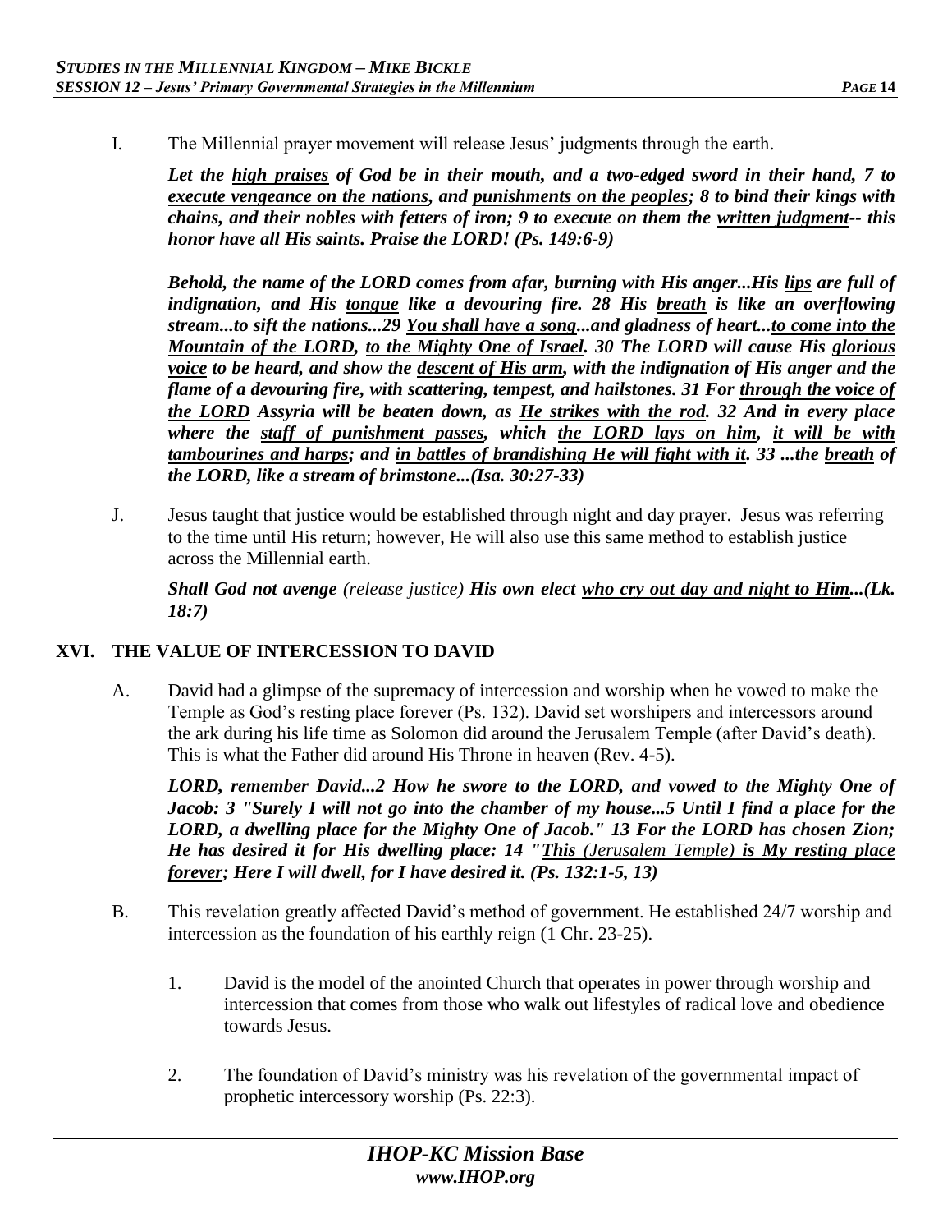I. The Millennial prayer movement will release Jesus' judgments through the earth.

***Let the <u>high praises</u> of God be in their mouth, and a two-edged sword in their hand, 7 to <u>execute vengeance on the nations</u>, and <u>punishments on the peoples</u>; 8 to bind their kings with chains, and their nobles with fetters of iron; 9 to execute on them the <u>written judgment</u>-- this honor have all His saints. Praise the LORD! (Ps. 149:6-9)***

***Behold, the name of the LORD comes from afar, burning with His anger...His <u>lips</u> are full of indignation, and His <u>tongue</u> like a devouring fire. 28 His <u>breath</u> is like an overflowing stream...to sift the nations...29 <u>You shall have a song</u>...and gladness of heart...<u>to come into the Mountain of the LORD</u>, <u>to the Mighty One of Israel</u>. 30 The LORD will cause His <u>glorious voice</u> to be heard, and show the <u>descent of His arm</u>, with the indignation of His anger and the flame of a devouring fire, with scattering, tempest, and hailstones. 31 For <u>through the voice of the LORD</u> Assyria will be beaten down, as <u>He strikes with the rod</u>. 32 And in every place where the <u>staff of punishment passes</u>, which <u>the LORD lays on him</u>, <u>it will be with tambourines and harps</u>; and <u>in battles of brandishing He will fight with it</u>. 33 ...the <u>breath</u> of the LORD, like a stream of brimstone...(Isa. 30:27-33)***

J. Jesus taught that justice would be established through night and day prayer. Jesus was referring to the time until His return; however, He will also use this same method to establish justice across the Millennial earth.

***Shall God not avenge*** *(release justice)* ***His own elect <u>who cry out day and night to Him</u>...(Lk. 18:7)***

## XVI. THE VALUE OF INTERCESSION TO DAVID

A. David had a glimpse of the supremacy of intercession and worship when he vowed to make the Temple as God's resting place forever (Ps. 132). David set worshipers and intercessors around the ark during his life time as Solomon did around the Jerusalem Temple (after David's death). This is what the Father did around His Throne in heaven (Rev. 4-5).

***LORD, remember David...2 How he swore to the LORD, and vowed to the Mighty One of Jacob: 3 "Surely I will not go into the chamber of my house...5 Until I find a place for the LORD, a dwelling place for the Mighty One of Jacob." 13 For the LORD has chosen Zion; He has desired it for His dwelling place: 14 "<u>This</u>*** *<u>(Jerusalem Temple)</u>* ***<u>is My resting place forever</u>; Here I will dwell, for I have desired it. (Ps. 132:1-5, 13)***

B. This revelation greatly affected David's method of government. He established 24/7 worship and intercession as the foundation of his earthly reign (1 Chr. 23-25).

1. David is the model of the anointed Church that operates in power through worship and intercession that comes from those who walk out lifestyles of radical love and obedience towards Jesus.

2. The foundation of David's ministry was his revelation of the governmental impact of prophetic intercessory worship (Ps. 22:3).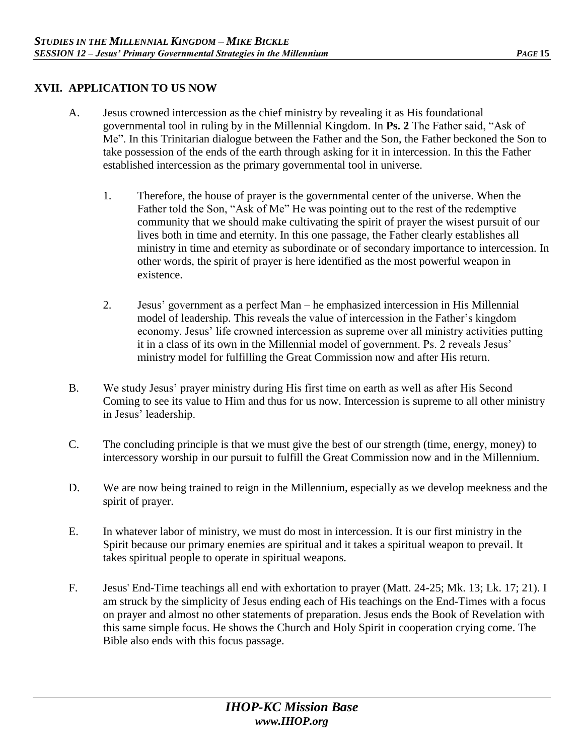## XVII. APPLICATION TO US NOW

A. Jesus crowned intercession as the chief ministry by revealing it as His foundational governmental tool in ruling by in the Millennial Kingdom. In **Ps. 2** The Father said, "Ask of Me". In this Trinitarian dialogue between the Father and the Son, the Father beckoned the Son to take possession of the ends of the earth through asking for it in intercession. In this the Father established intercession as the primary governmental tool in universe.

1. Therefore, the house of prayer is the governmental center of the universe. When the Father told the Son, "Ask of Me" He was pointing out to the rest of the redemptive community that we should make cultivating the spirit of prayer the wisest pursuit of our lives both in time and eternity. In this one passage, the Father clearly establishes all ministry in time and eternity as subordinate or of secondary importance to intercession. In other words, the spirit of prayer is here identified as the most powerful weapon in existence.

2. Jesus' government as a perfect Man – he emphasized intercession in His Millennial model of leadership. This reveals the value of intercession in the Father's kingdom economy. Jesus' life crowned intercession as supreme over all ministry activities putting it in a class of its own in the Millennial model of government. Ps. 2 reveals Jesus' ministry model for fulfilling the Great Commission now and after His return.

B. We study Jesus' prayer ministry during His first time on earth as well as after His Second Coming to see its value to Him and thus for us now. Intercession is supreme to all other ministry in Jesus' leadership.

C. The concluding principle is that we must give the best of our strength (time, energy, money) to intercessory worship in our pursuit to fulfill the Great Commission now and in the Millennium.

D. We are now being trained to reign in the Millennium, especially as we develop meekness and the spirit of prayer.

E. In whatever labor of ministry, we must do most in intercession. It is our first ministry in the Spirit because our primary enemies are spiritual and it takes a spiritual weapon to prevail. It takes spiritual people to operate in spiritual weapons.

F. Jesus' End-Time teachings all end with exhortation to prayer (Matt. 24-25; Mk. 13; Lk. 17; 21). I am struck by the simplicity of Jesus ending each of His teachings on the End-Times with a focus on prayer and almost no other statements of preparation. Jesus ends the Book of Revelation with this same simple focus. He shows the Church and Holy Spirit in cooperation crying come. The Bible also ends with this focus passage.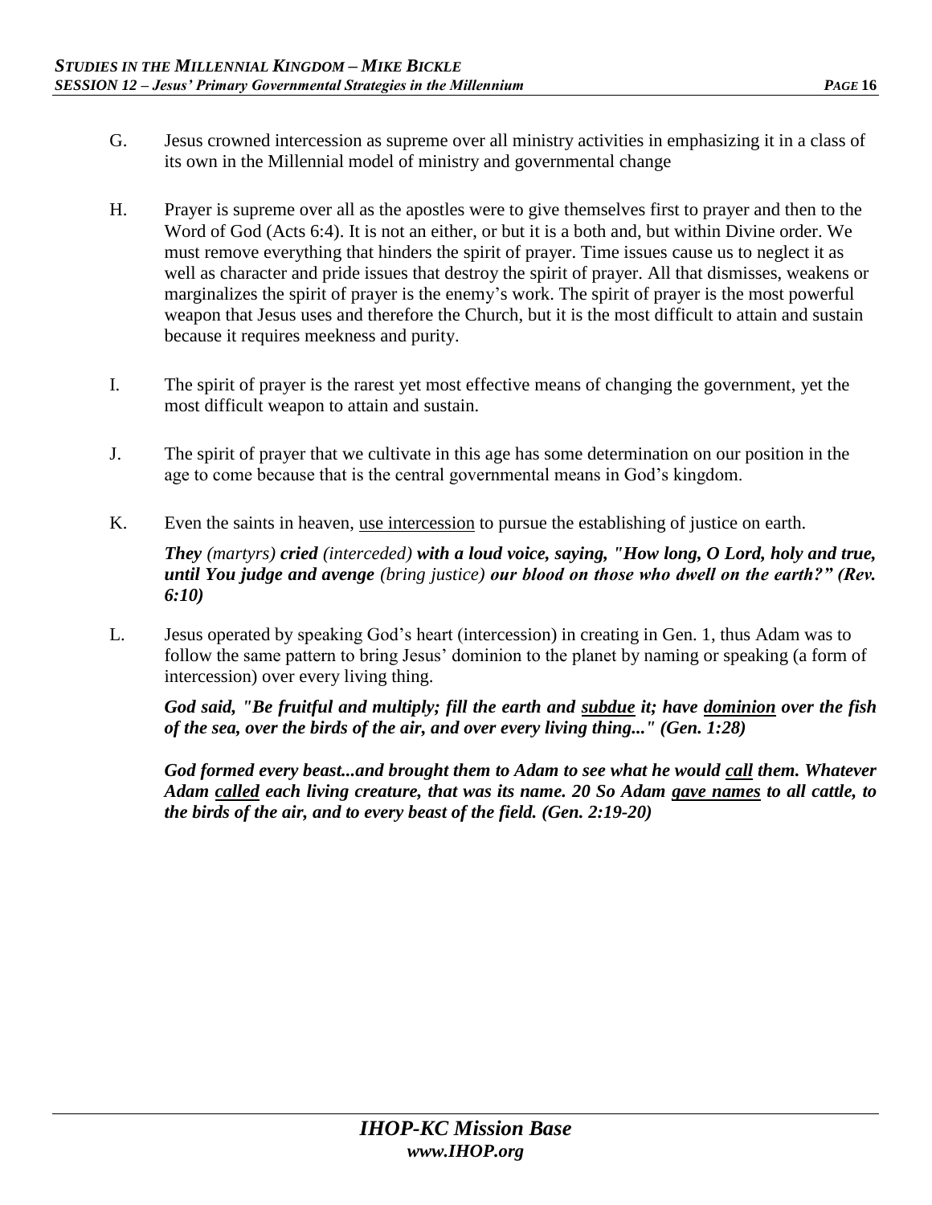G. Jesus crowned intercession as supreme over all ministry activities in emphasizing it in a class of its own in the Millennial model of ministry and governmental change

H. Prayer is supreme over all as the apostles were to give themselves first to prayer and then to the Word of God (Acts 6:4). It is not an either, or but it is a both and, but within Divine order. We must remove everything that hinders the spirit of prayer. Time issues cause us to neglect it as well as character and pride issues that destroy the spirit of prayer. All that dismisses, weakens or marginalizes the spirit of prayer is the enemy's work. The spirit of prayer is the most powerful weapon that Jesus uses and therefore the Church, but it is the most difficult to attain and sustain because it requires meekness and purity.

I. The spirit of prayer is the rarest yet most effective means of changing the government, yet the most difficult weapon to attain and sustain.

J. The spirit of prayer that we cultivate in this age has some determination on our position in the age to come because that is the central governmental means in God's kingdom.

K. Even the saints in heaven, <u>use intercession</u> to pursue the establishing of justice on earth.

***They** (martyrs) **cried** (interceded) **with a loud voice, saying, "How long, O Lord, holy and true, until You judge and avenge** (bring justice) **our blood on those who dwell on the earth?" (Rev. 6:10)***

L. Jesus operated by speaking God's heart (intercession) in creating in Gen. 1, thus Adam was to follow the same pattern to bring Jesus' dominion to the planet by naming or speaking (a form of intercession) over every living thing.

***God said, "Be fruitful and multiply; fill the earth and <u>subdue</u> it; have <u>dominion</u> over the fish of the sea, over the birds of the air, and over every living thing..." (Gen. 1:28)***

***God formed every beast...and brought them to Adam to see what he would <u>call</u> them. Whatever Adam <u>called</u> each living creature, that was its name. 20 So Adam <u>gave names</u> to all cattle, to the birds of the air, and to every beast of the field. (Gen. 2:19-20)***